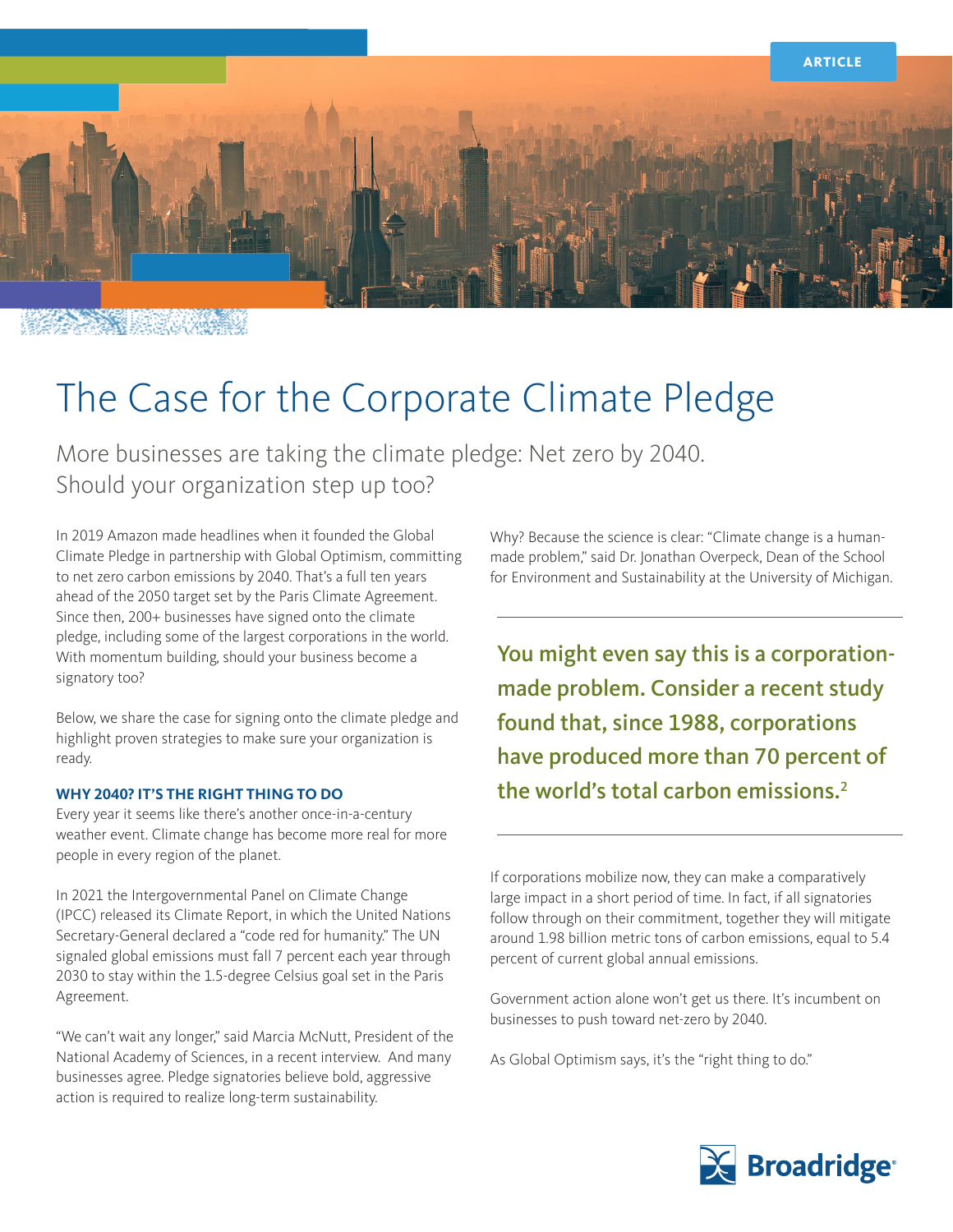ARTICLE

# The Case for the Corporate Climate Pledge

More businesses are taking the climate pledge: Net zero by 2040. Should your organization step up too?

In 2019 Amazon made headlines when it founded the Global Climate Pledge in partnership with Global Optimism, committing to net zero carbon emissions by 2040. That's a full ten years ahead of the 2050 target set by the Paris Climate Agreement. Since then, 200+ businesses have signed onto the climate pledge, including some of the largest corporations in the world. With momentum building, should your business become a signatory too?

Below, we share the case for signing onto the climate pledge and highlight proven strategies to make sure your organization is ready.

### WHY 2040? IT'S THE RIGHT THING TO DO

Every year it seems like there's another once-in-a-century weather event. Climate change has become more real for more people in every region of the planet.

In 2021 the Intergovernmental Panel on Climate Change (IPCC) released its Climate Report, in which the United Nations Secretary-General declared a "code red for humanity." The UN signaled global emissions must fall 7 percent each year through 2030 to stay within the 1.5-degree Celsius goal set in the Paris Agreement.

"We can't wait any longer," said Marcia McNutt, President of the National Academy of Sciences, in a recent interview. And many businesses agree. Pledge signatories believe bold, aggressive action is required to realize long-term sustainability.

Why? Because the science is clear: "Climate change is a human-made problem," said Dr. Jonathan Overpeck, Dean of the School for Environment and Sustainability at the University of Michigan.

**You might even say this is a corporation-made problem. Consider a recent study found that, since 1988, corporations have produced more than 70 percent of the world's total carbon emissions.[2]**

If corporations mobilize now, they can make a comparatively large impact in a short period of time. In fact, if all signatories follow through on their commitment, together they will mitigate around 1.98 billion metric tons of carbon emissions, equal to 5.4 percent of current global annual emissions.

Government action alone won't get us there. It's incumbent on businesses to push toward net-zero by 2040.

As Global Optimism says, it's the "right thing to do."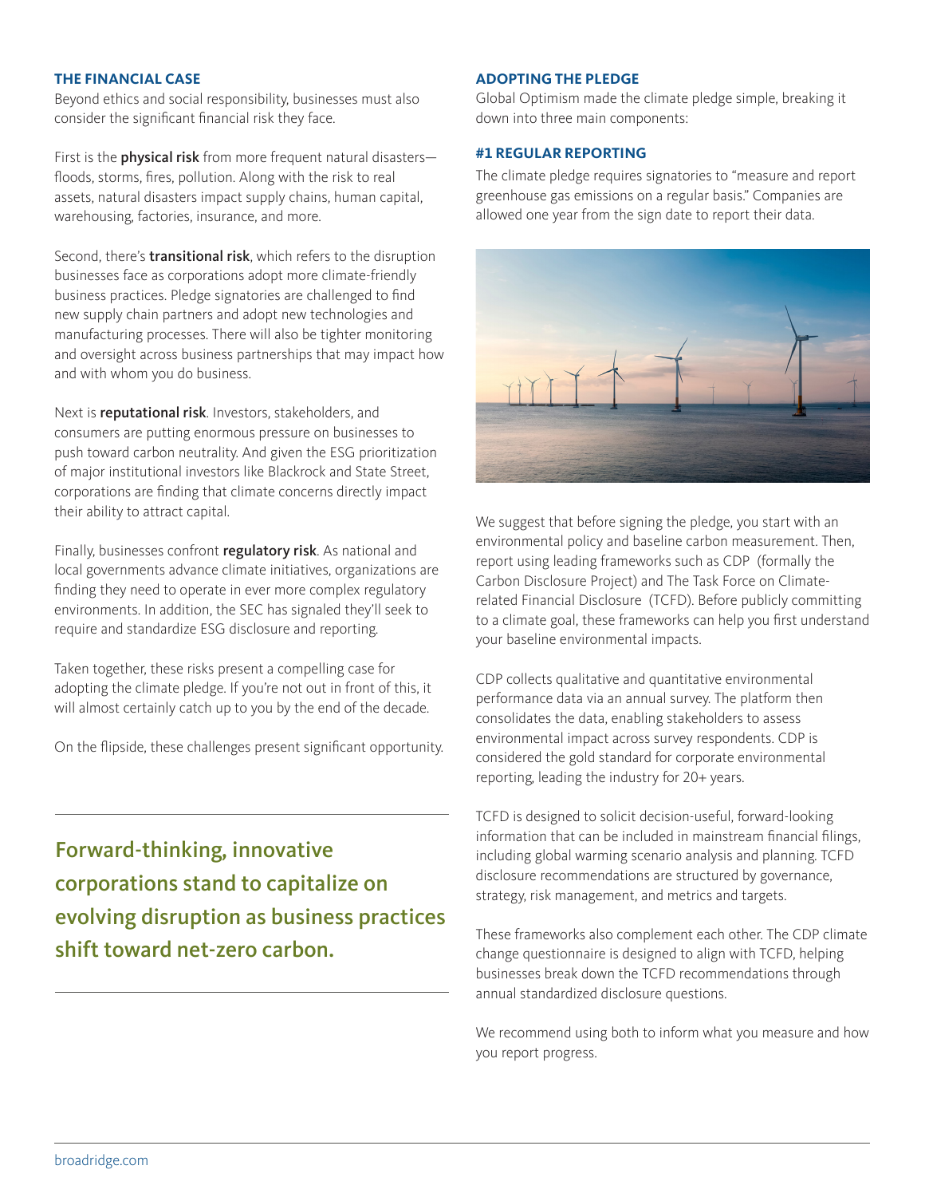### THE FINANCIAL CASE

Beyond ethics and social responsibility, businesses must also consider the significant financial risk they face.

First is the **physical risk** from more frequent natural disasters—floods, storms, fires, pollution. Along with the risk to real assets, natural disasters impact supply chains, human capital, warehousing, factories, insurance, and more.

Second, there's **transitional risk**, which refers to the disruption businesses face as corporations adopt more climate-friendly business practices. Pledge signatories are challenged to find new supply chain partners and adopt new technologies and manufacturing processes. There will also be tighter monitoring and oversight across business partnerships that may impact how and with whom you do business.

Next is **reputational risk**. Investors, stakeholders, and consumers are putting enormous pressure on businesses to push toward carbon neutrality. And given the ESG prioritization of major institutional investors like Blackrock and State Street, corporations are finding that climate concerns directly impact their ability to attract capital.

Finally, businesses confront **regulatory risk**. As national and local governments advance climate initiatives, organizations are finding they need to operate in ever more complex regulatory environments. In addition, the SEC has signaled they'll seek to require and standardize ESG disclosure and reporting.

Taken together, these risks present a compelling case for adopting the climate pledge. If you're not out in front of this, it will almost certainly catch up to you by the end of the decade.

On the flipside, these challenges present significant opportunity.

**Forward-thinking, innovative corporations stand to capitalize on evolving disruption as business practices shift toward net-zero carbon.**

### ADOPTING THE PLEDGE

Global Optimism made the climate pledge simple, breaking it down into three main components:

#### #1 REGULAR REPORTING

The climate pledge requires signatories to "measure and report greenhouse gas emissions on a regular basis." Companies are allowed one year from the sign date to report their data.

We suggest that before signing the pledge, you start with an environmental policy and baseline carbon measurement. Then, report using leading frameworks such as CDP (formally the Carbon Disclosure Project) and The Task Force on Climate-related Financial Disclosure (TCFD). Before publicly committing to a climate goal, these frameworks can help you first understand your baseline environmental impacts.

CDP collects qualitative and quantitative environmental performance data via an annual survey. The platform then consolidates the data, enabling stakeholders to assess environmental impact across survey respondents. CDP is considered the gold standard for corporate environmental reporting, leading the industry for 20+ years.

TCFD is designed to solicit decision-useful, forward-looking information that can be included in mainstream financial filings, including global warming scenario analysis and planning. TCFD disclosure recommendations are structured by governance, strategy, risk management, and metrics and targets.

These frameworks also complement each other. The CDP climate change questionnaire is designed to align with TCFD, helping businesses break down the TCFD recommendations through annual standardized disclosure questions.

We recommend using both to inform what you measure and how you report progress.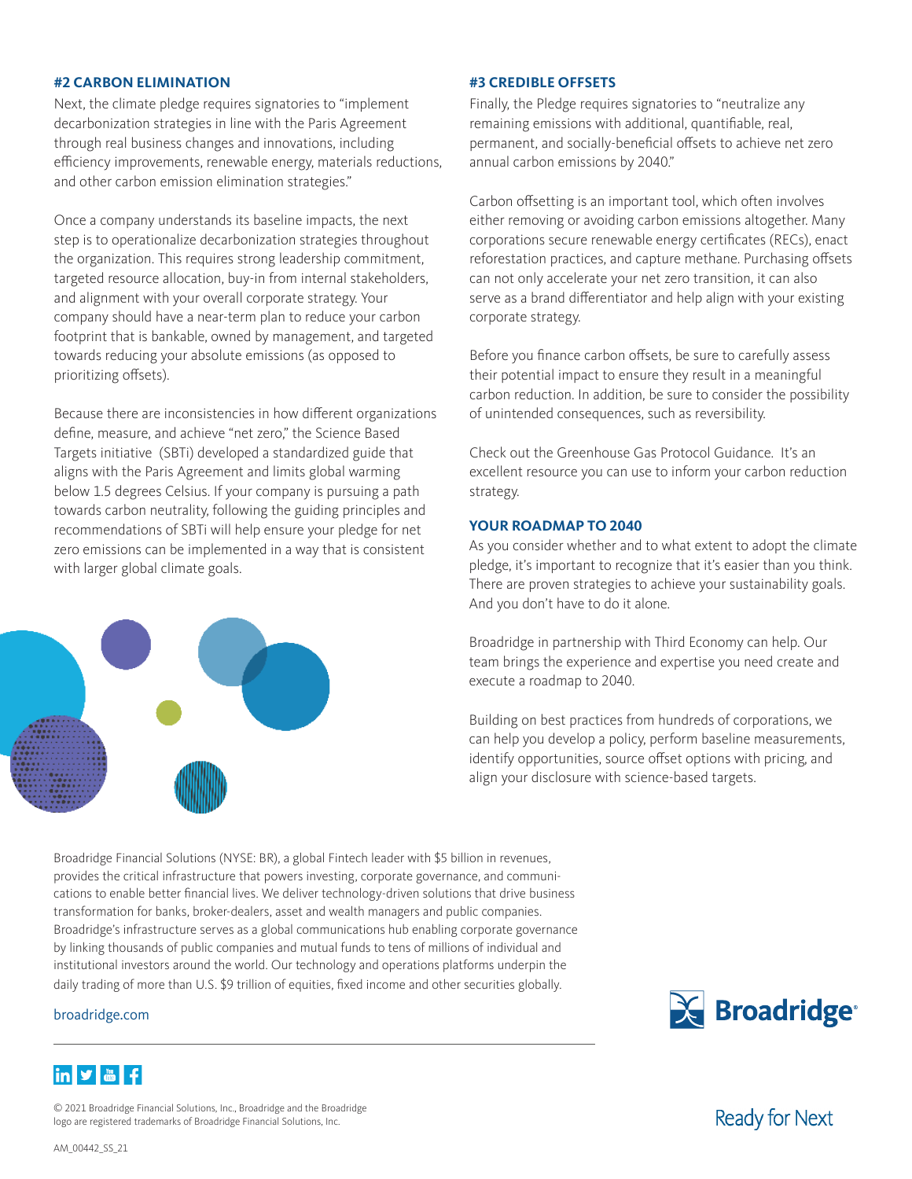## #2 CARBON ELIMINATION

Next, the climate pledge requires signatories to "implement decarbonization strategies in line with the Paris Agreement through real business changes and innovations, including efficiency improvements, renewable energy, materials reductions, and other carbon emission elimination strategies."

Once a company understands its baseline impacts, the next step is to operationalize decarbonization strategies throughout the organization. This requires strong leadership commitment, targeted resource allocation, buy-in from internal stakeholders, and alignment with your overall corporate strategy. Your company should have a near-term plan to reduce your carbon footprint that is bankable, owned by management, and targeted towards reducing your absolute emissions (as opposed to prioritizing offsets).

Because there are inconsistencies in how different organizations define, measure, and achieve "net zero," the Science Based Targets initiative (SBTi) developed a standardized guide that aligns with the Paris Agreement and limits global warming below 1.5 degrees Celsius. If your company is pursuing a path towards carbon neutrality, following the guiding principles and recommendations of SBTi will help ensure your pledge for net zero emissions can be implemented in a way that is consistent with larger global climate goals.

## #3 CREDIBLE OFFSETS

Finally, the Pledge requires signatories to "neutralize any remaining emissions with additional, quantifiable, real, permanent, and socially-beneficial offsets to achieve net zero annual carbon emissions by 2040."

Carbon offsetting is an important tool, which often involves either removing or avoiding carbon emissions altogether. Many corporations secure renewable energy certificates (RECs), enact reforestation practices, and capture methane. Purchasing offsets can not only accelerate your net zero transition, it can also serve as a brand differentiator and help align with your existing corporate strategy.

Before you finance carbon offsets, be sure to carefully assess their potential impact to ensure they result in a meaningful carbon reduction. In addition, be sure to consider the possibility of unintended consequences, such as reversibility.

Check out the Greenhouse Gas Protocol Guidance. It's an excellent resource you can use to inform your carbon reduction strategy.

## YOUR ROADMAP TO 2040

As you consider whether and to what extent to adopt the climate pledge, it's important to recognize that it's easier than you think. There are proven strategies to achieve your sustainability goals. And you don't have to do it alone.

Broadridge in partnership with Third Economy can help. Our team brings the experience and expertise you need create and execute a roadmap to 2040.

Building on best practices from hundreds of corporations, we can help you develop a policy, perform baseline measurements, identify opportunities, source offset options with pricing, and align your disclosure with science-based targets.

Broadridge Financial Solutions (NYSE: BR), a global Fintech leader with $5 billion in revenues, provides the critical infrastructure that powers investing, corporate governance, and communications to enable better financial lives. We deliver technology-driven solutions that drive business transformation for banks, broker-dealers, asset and wealth managers and public companies. Broadridge's infrastructure serves as a global communications hub enabling corporate governance by linking thousands of public companies and mutual funds to tens of millions of individual and institutional investors around the world. Our technology and operations platforms underpin the daily trading of more than U.S. $9 trillion of equities, fixed income and other securities globally.

broadridge.com

Broadridge®

© 2021 Broadridge Financial Solutions, Inc., Broadridge and the Broadridge logo are registered trademarks of Broadridge Financial Solutions, Inc.

Ready for Next

AM_00442_SS_21